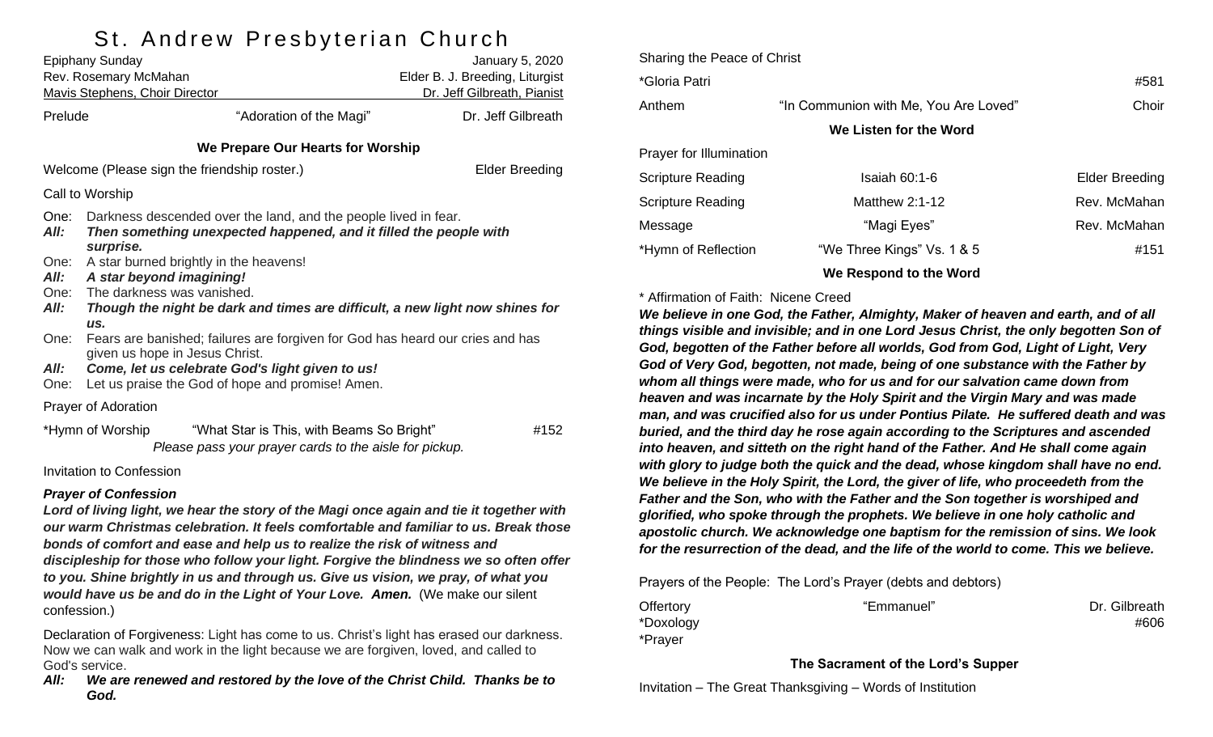# St. Andrew Presbyterian Church

Epiphany Sunday — January 5, 2020
Rev. Rosemary McMahan — Elder B. J. Breeding, Liturgist
Mavis Stephens, Choir Director — Dr. Jeff Gilbreath, Pianist

Prelude — "Adoration of the Magi" — Dr. Jeff Gilbreath

### We Prepare Our Hearts for Worship

Welcome (Please sign the friendship roster.) — Elder Breeding

Call to Worship

One: Darkness descended over the land, and the people lived in fear.
***All:*** ***Then something unexpected happened, and it filled the people with surprise.***
One: A star burned brightly in the heavens!
***All:*** ***A star beyond imagining!***
One: The darkness was vanished.
***All:*** ***Though the night be dark and times are difficult, a new light now shines for us.***
One: Fears are banished; failures are forgiven for God has heard our cries and has given us hope in Jesus Christ.
***All:*** ***Come, let us celebrate God's light given to us!***
One: Let us praise the God of hope and promise! Amen.

Prayer of Adoration

*Hymn of Worship — "What Star is This, with Beams So Bright" — #152
*Please pass your prayer cards to the aisle for pickup.*

Invitation to Confession

***Prayer of Confession***
***Lord of living light, we hear the story of the Magi once again and tie it together with our warm Christmas celebration. It feels comfortable and familiar to us. Break those bonds of comfort and ease and help us to realize the risk of witness and discipleship for those who follow your light. Forgive the blindness we so often offer to you. Shine brightly in us and through us. Give us vision, we pray, of what you would have us be and do in the Light of Your Love. Amen.*** (We make our silent confession.)

Declaration of Forgiveness: Light has come to us. Christ's light has erased our darkness. Now we can walk and work in the light because we are forgiven, loved, and called to God's service.
***All:*** ***We are renewed and restored by the love of the Christ Child. Thanks be to God.***

Sharing the Peace of Christ

*Gloria Patri — #581

Anthem — "In Communion with Me, You Are Loved" — Choir

### We Listen for the Word

Prayer for Illumination

Scripture Reading — Isaiah 60:1-6 — Elder Breeding

Scripture Reading — Matthew 2:1-12 — Rev. McMahan

Message — "Magi Eyes" — Rev. McMahan

*Hymn of Reflection — "We Three Kings" Vs. 1 & 5 — #151

### We Respond to the Word

* Affirmation of Faith: Nicene Creed
***We believe in one God, the Father, Almighty, Maker of heaven and earth, and of all things visible and invisible; and in one Lord Jesus Christ, the only begotten Son of God, begotten of the Father before all worlds, God from God, Light of Light, Very God of Very God, begotten, not made, being of one substance with the Father by whom all things were made, who for us and for our salvation came down from heaven and was incarnate by the Holy Spirit and the Virgin Mary and was made man, and was crucified also for us under Pontius Pilate. He suffered death and was buried, and the third day he rose again according to the Scriptures and ascended into heaven, and sitteth on the right hand of the Father. And He shall come again with glory to judge both the quick and the dead, whose kingdom shall have no end. We believe in the Holy Spirit, the Lord, the giver of life, who proceedeth from the Father and the Son, who with the Father and the Son together is worshiped and glorified, who spoke through the prophets. We believe in one holy catholic and apostolic church. We acknowledge one baptism for the remission of sins. We look for the resurrection of the dead, and the life of the world to come. This we believe.***

Prayers of the People: The Lord's Prayer (debts and debtors)

Offertory — "Emmanuel" — Dr. Gilbreath
*Doxology — #606
*Prayer

### The Sacrament of the Lord's Supper

Invitation – The Great Thanksgiving – Words of Institution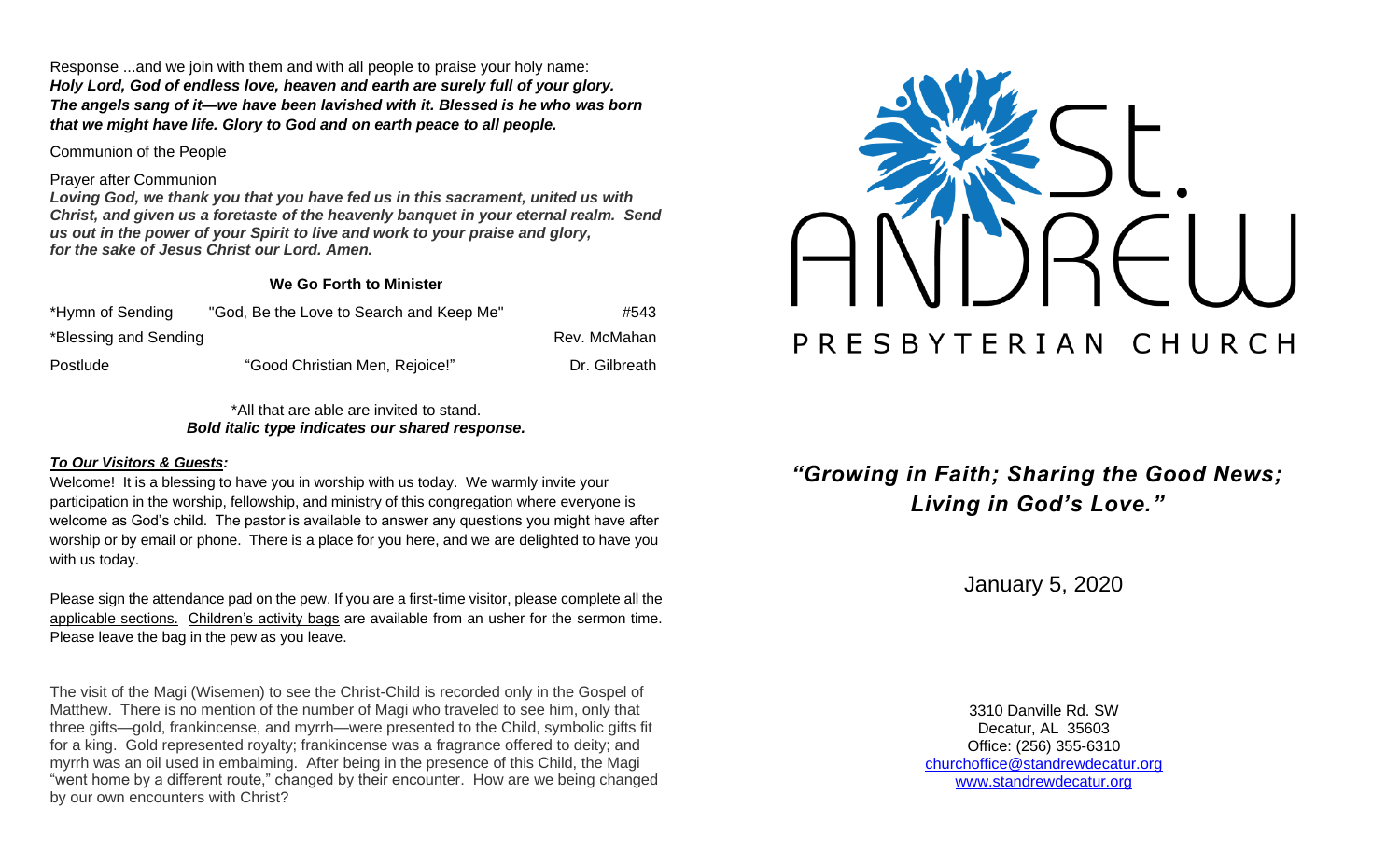Response ...and we join with them and with all people to praise your holy name:
***Holy Lord, God of endless love, heaven and earth are surely full of your glory. The angels sang of it—we have been lavished with it. Blessed is he who was born that we might have life. Glory to God and on earth peace to all people.***

Communion of the People

Prayer after Communion
***Loving God, we thank you that you have fed us in this sacrament, united us with Christ, and given us a foretaste of the heavenly banquet in your eternal realm. Send us out in the power of your Spirit to live and work to your praise and glory, for the sake of Jesus Christ our Lord. Amen.***

**We Go Forth to Minister**

| | | |
|---|---|---|
| *Hymn of Sending | "God, Be the Love to Search and Keep Me" | #543 |
| *Blessing and Sending | | Rev. McMahan |
| Postlude | "Good Christian Men, Rejoice!" | Dr. Gilbreath |

*All that are able are invited to stand.
***Bold italic type indicates our shared response.***

***To Our Visitors & Guests:***

Welcome! It is a blessing to have you in worship with us today. We warmly invite your participation in the worship, fellowship, and ministry of this congregation where everyone is welcome as God's child. The pastor is available to answer any questions you might have after worship or by email or phone. There is a place for you here, and we are delighted to have you with us today.

Please sign the attendance pad on the pew. If you are a first-time visitor, please complete all the applicable sections. Children's activity bags are available from an usher for the sermon time. Please leave the bag in the pew as you leave.

The visit of the Magi (Wisemen) to see the Christ-Child is recorded only in the Gospel of Matthew. There is no mention of the number of Magi who traveled to see him, only that three gifts—gold, frankincense, and myrrh—were presented to the Child, symbolic gifts fit for a king. Gold represented royalty; frankincense was a fragrance offered to deity; and myrrh was an oil used in embalming. After being in the presence of this Child, the Magi "went home by a different route," changed by their encounter. How are we being changed by our own encounters with Christ?

# St. ANDREW PRESBYTERIAN CHURCH

***"Growing in Faith; Sharing the Good News; Living in God's Love."***

January 5, 2020

3310 Danville Rd. SW
Decatur, AL 35603
Office: (256) 355-6310
churchoffice@standrewdecatur.org
www.standrewdecatur.org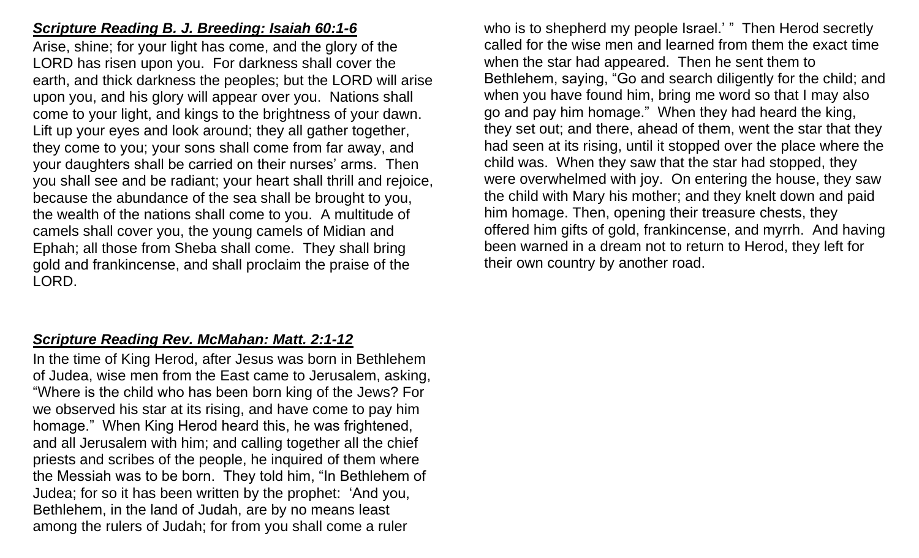***Scripture Reading B. J. Breeding: Isaiah 60:1-6***

Arise, shine; for your light has come, and the glory of the LORD has risen upon you. For darkness shall cover the earth, and thick darkness the peoples; but the LORD will arise upon you, and his glory will appear over you. Nations shall come to your light, and kings to the brightness of your dawn. Lift up your eyes and look around; they all gather together, they come to you; your sons shall come from far away, and your daughters shall be carried on their nurses' arms. Then you shall see and be radiant; your heart shall thrill and rejoice, because the abundance of the sea shall be brought to you, the wealth of the nations shall come to you. A multitude of camels shall cover you, the young camels of Midian and Ephah; all those from Sheba shall come. They shall bring gold and frankincense, and shall proclaim the praise of the LORD.

***Scripture Reading Rev. McMahan: Matt. 2:1-12***

In the time of King Herod, after Jesus was born in Bethlehem of Judea, wise men from the East came to Jerusalem, asking, "Where is the child who has been born king of the Jews? For we observed his star at its rising, and have come to pay him homage." When King Herod heard this, he was frightened, and all Jerusalem with him; and calling together all the chief priests and scribes of the people, he inquired of them where the Messiah was to be born. They told him, "In Bethlehem of Judea; for so it has been written by the prophet: 'And you, Bethlehem, in the land of Judah, are by no means least among the rulers of Judah; for from you shall come a ruler who is to shepherd my people Israel.' " Then Herod secretly called for the wise men and learned from them the exact time when the star had appeared. Then he sent them to Bethlehem, saying, "Go and search diligently for the child; and when you have found him, bring me word so that I may also go and pay him homage." When they had heard the king, they set out; and there, ahead of them, went the star that they had seen at its rising, until it stopped over the place where the child was. When they saw that the star had stopped, they were overwhelmed with joy. On entering the house, they saw the child with Mary his mother; and they knelt down and paid him homage. Then, opening their treasure chests, they offered him gifts of gold, frankincense, and myrrh. And having been warned in a dream not to return to Herod, they left for their own country by another road.